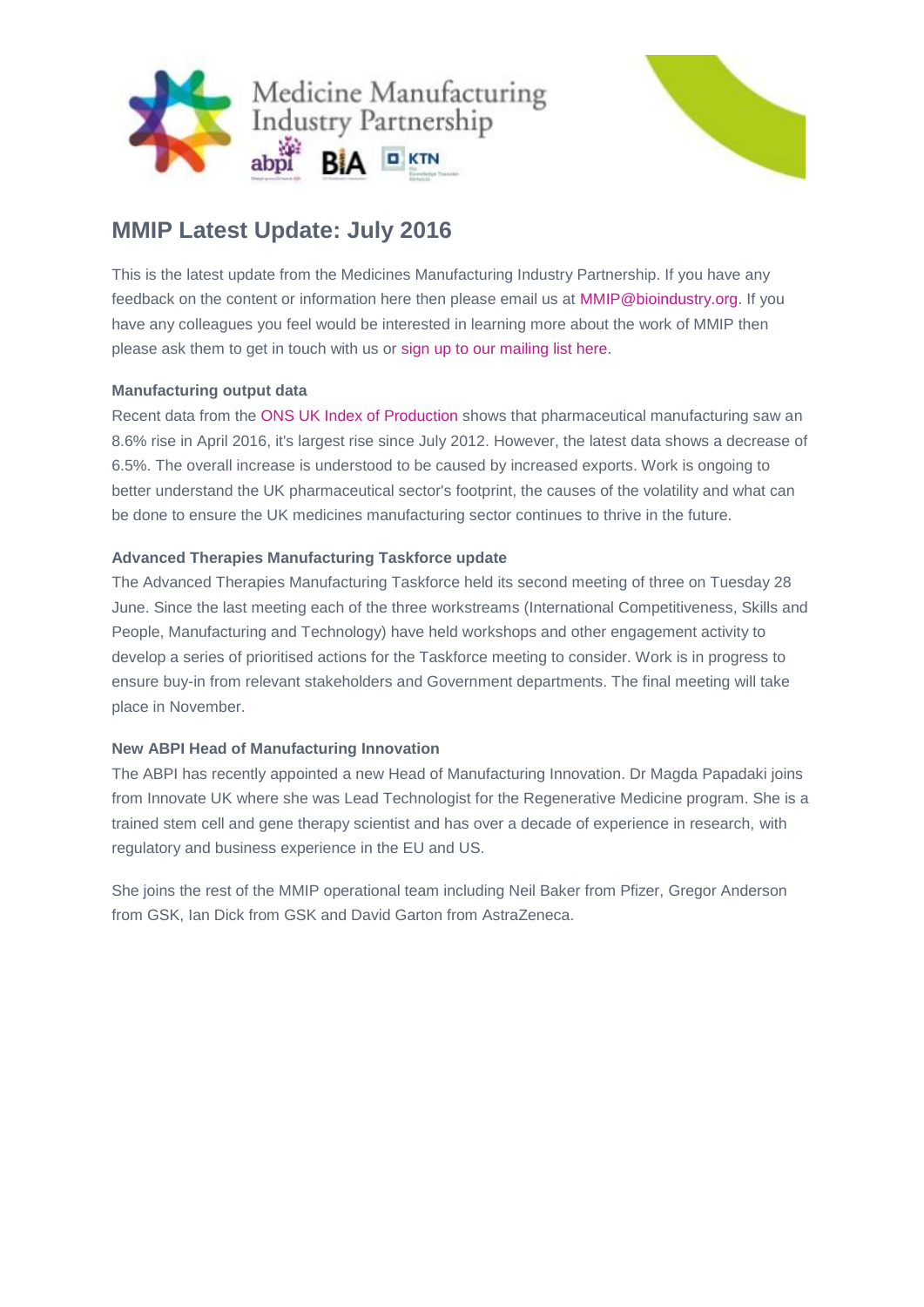Medicine Manufacturing Industry Partnership

abpi BIA KTN

## MMIP Latest Update: July 2016

This is the latest update from the Medicines Manufacturing Industry Partnership. If you have any feedback on the content or information here then please email us at MMIP@bioindustry.org. If you have any colleagues you feel would be interested in learning more about the work of MMIP then please ask them to get in touch with us or sign up to our mailing list here.

**Manufacturing output data**

Recent data from the ONS UK Index of Production shows that pharmaceutical manufacturing saw an 8.6% rise in April 2016, it's largest rise since July 2012. However, the latest data shows a decrease of 6.5%. The overall increase is understood to be caused by increased exports. Work is ongoing to better understand the UK pharmaceutical sector's footprint, the causes of the volatility and what can be done to ensure the UK medicines manufacturing sector continues to thrive in the future.

**Advanced Therapies Manufacturing Taskforce update**

The Advanced Therapies Manufacturing Taskforce held its second meeting of three on Tuesday 28 June. Since the last meeting each of the three workstreams (International Competitiveness, Skills and People, Manufacturing and Technology) have held workshops and other engagement activity to develop a series of prioritised actions for the Taskforce meeting to consider. Work is in progress to ensure buy-in from relevant stakeholders and Government departments. The final meeting will take place in November.

**New ABPI Head of Manufacturing Innovation**

The ABPI has recently appointed a new Head of Manufacturing Innovation. Dr Magda Papadaki joins from Innovate UK where she was Lead Technologist for the Regenerative Medicine program. She is a trained stem cell and gene therapy scientist and has over a decade of experience in research, with regulatory and business experience in the EU and US.

She joins the rest of the MMIP operational team including Neil Baker from Pfizer, Gregor Anderson from GSK, Ian Dick from GSK and David Garton from AstraZeneca.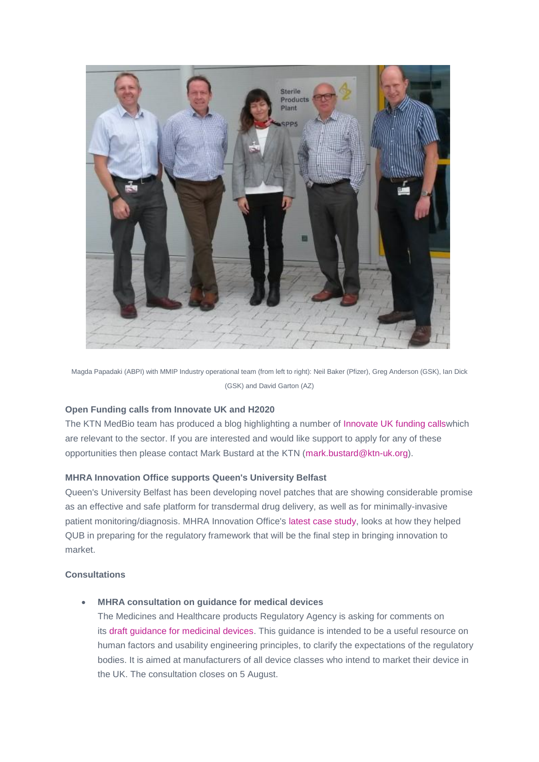Magda Papadaki (ABPI) with MMIP Industry operational team (from left to right): Neil Baker (Pfizer), Greg Anderson (GSK), Ian Dick (GSK) and David Garton (AZ)

**Open Funding calls from Innovate UK and H2020**

The KTN MedBio team has produced a blog highlighting a number of Innovate UK funding callswhich are relevant to the sector. If you are interested and would like support to apply for any of these opportunities then please contact Mark Bustard at the KTN (mark.bustard@ktn-uk.org).

**MHRA Innovation Office supports Queen's University Belfast**

Queen's University Belfast has been developing novel patches that are showing considerable promise as an effective and safe platform for transdermal drug delivery, as well as for minimally-invasive patient monitoring/diagnosis. MHRA Innovation Office's latest case study, looks at how they helped QUB in preparing for the regulatory framework that will be the final step in bringing innovation to market.

**Consultations**

- **MHRA consultation on guidance for medical devices**
  The Medicines and Healthcare products Regulatory Agency is asking for comments on its draft guidance for medicinal devices. This guidance is intended to be a useful resource on human factors and usability engineering principles, to clarify the expectations of the regulatory bodies. It is aimed at manufacturers of all device classes who intend to market their device in the UK. The consultation closes on 5 August.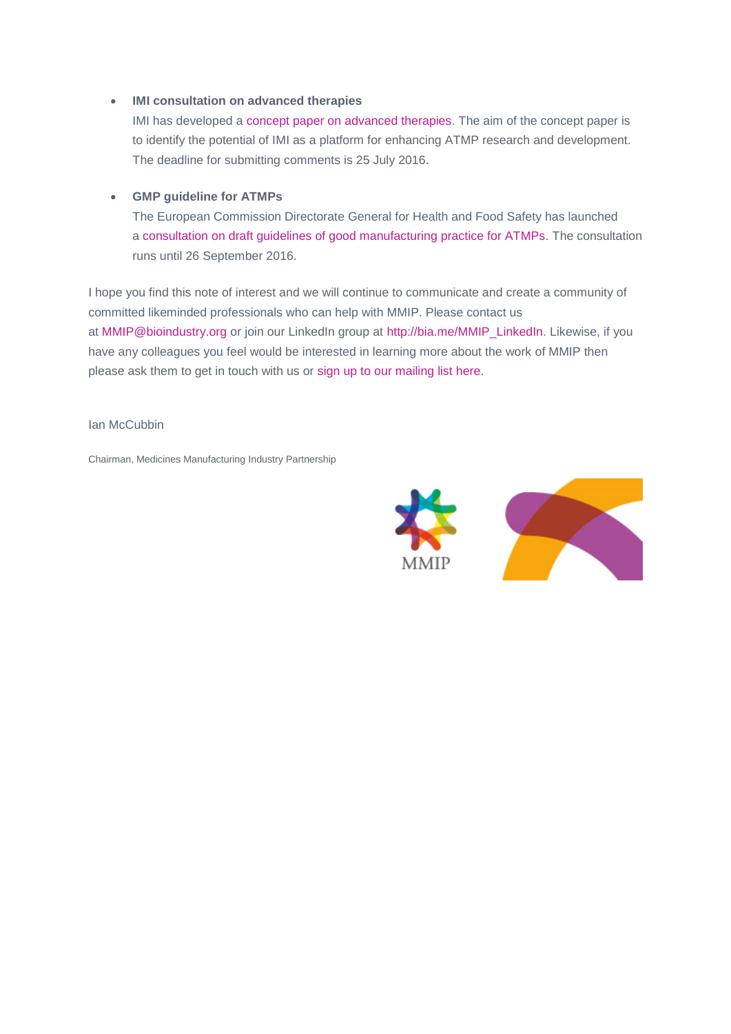- **IMI consultation on advanced therapies**
  IMI has developed a concept paper on advanced therapies. The aim of the concept paper is to identify the potential of IMI as a platform for enhancing ATMP research and development. The deadline for submitting comments is 25 July 2016.

- **GMP guideline for ATMPs**
  The European Commission Directorate General for Health and Food Safety has launched a consultation on draft guidelines of good manufacturing practice for ATMPs. The consultation runs until 26 September 2016.

I hope you find this note of interest and we will continue to communicate and create a community of committed likeminded professionals who can help with MMIP. Please contact us at MMIP@bioindustry.org or join our LinkedIn group at http://bia.me/MMIP_LinkedIn. Likewise, if you have any colleagues you feel would be interested in learning more about the work of MMIP then please ask them to get in touch with us or sign up to our mailing list here.

Ian McCubbin

Chairman, Medicines Manufacturing Industry Partnership

MMIP